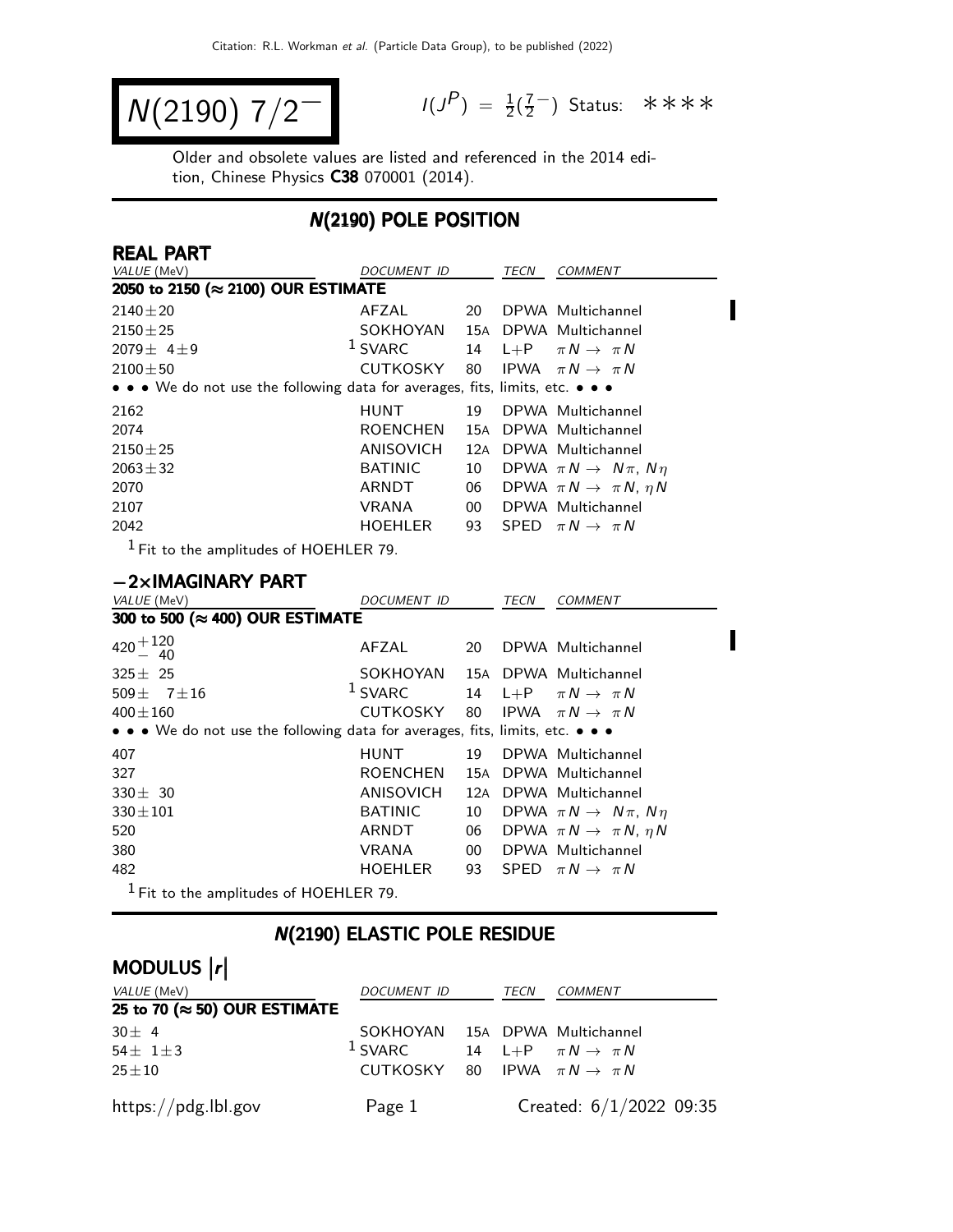# $N(2190)$ $7/2^-$

$I(J^P) = \frac{1}{2}(\frac{7}{2}^-)$ Status: ∗∗∗∗

Older and obsolete values are listed and referenced in the 2014 edition, Chinese Physics **C38** 070001 (2014).

## N(2190) POLE POSITION

### REAL PART

| VALUE (MeV) | DOCUMENT ID | | TECN | COMMENT |
|---|---|---|---|---|
| **2050 to 2150 (≈ 2100) OUR ESTIMATE** | | | | |
| $2140 \pm 20$ | AFZAL | 20 | DPWA | Multichannel |
| $2150 \pm 25$ | SOKHOYAN | 15A | DPWA | Multichannel |
| $2079 \pm 4 \pm 9$ | [1] SVARC | 14 | L+P | $\pi N \rightarrow \pi N$ |
| $2100 \pm 50$ | CUTKOSKY | 80 | IPWA | $\pi N \rightarrow \pi N$ |
| • • • We do not use the following data for averages, fits, limits, etc. • • • | | | | |
| 2162 | HUNT | 19 | DPWA | Multichannel |
| 2074 | ROENCHEN | 15A | DPWA | Multichannel |
| $2150 \pm 25$ | ANISOVICH | 12A | DPWA | Multichannel |
| $2063 \pm 32$ | BATINIC | 10 | DPWA | $\pi N \rightarrow N\pi$, $N\eta$ |
| 2070 | ARNDT | 06 | DPWA | $\pi N \rightarrow \pi N$, $\eta N$ |
| 2107 | VRANA | 00 | DPWA | Multichannel |
| 2042 | HOEHLER | 93 | SPED | $\pi N \rightarrow \pi N$ |

[1] Fit to the amplitudes of HOEHLER 79.

### −2×IMAGINARY PART

| VALUE (MeV) | DOCUMENT ID | | TECN | COMMENT |
|---|---|---|---|---|
| **300 to 500 (≈ 400) OUR ESTIMATE** | | | | |
| $420^{+120}_{-40}$ | AFZAL | 20 | DPWA | Multichannel |
| $325 \pm 25$ | SOKHOYAN | 15A | DPWA | Multichannel |
| $509 \pm 7 \pm 16$ | [1] SVARC | 14 | L+P | $\pi N \rightarrow \pi N$ |
| $400 \pm 160$ | CUTKOSKY | 80 | IPWA | $\pi N \rightarrow \pi N$ |
| • • • We do not use the following data for averages, fits, limits, etc. • • • | | | | |
| 407 | HUNT | 19 | DPWA | Multichannel |
| 327 | ROENCHEN | 15A | DPWA | Multichannel |
| $330 \pm 30$ | ANISOVICH | 12A | DPWA | Multichannel |
| $330 \pm 101$ | BATINIC | 10 | DPWA | $\pi N \rightarrow N\pi$, $N\eta$ |
| 520 | ARNDT | 06 | DPWA | $\pi N \rightarrow \pi N$, $\eta N$ |
| 380 | VRANA | 00 | DPWA | Multichannel |
| 482 | HOEHLER | 93 | SPED | $\pi N \rightarrow \pi N$ |

[1] Fit to the amplitudes of HOEHLER 79.

## N(2190) ELASTIC POLE RESIDUE

### MODULUS $|r|$

| VALUE (MeV) | DOCUMENT ID | | TECN | COMMENT |
|---|---|---|---|---|
| **25 to 70 (≈ 50) OUR ESTIMATE** | | | | |
| $30 \pm 4$ | SOKHOYAN | 15A | DPWA | Multichannel |
| $54 \pm 1 \pm 3$ | [1] SVARC | 14 | L+P | $\pi N \rightarrow \pi N$ |
| $25 \pm 10$ | CUTKOSKY | 80 | IPWA | $\pi N \rightarrow \pi N$ |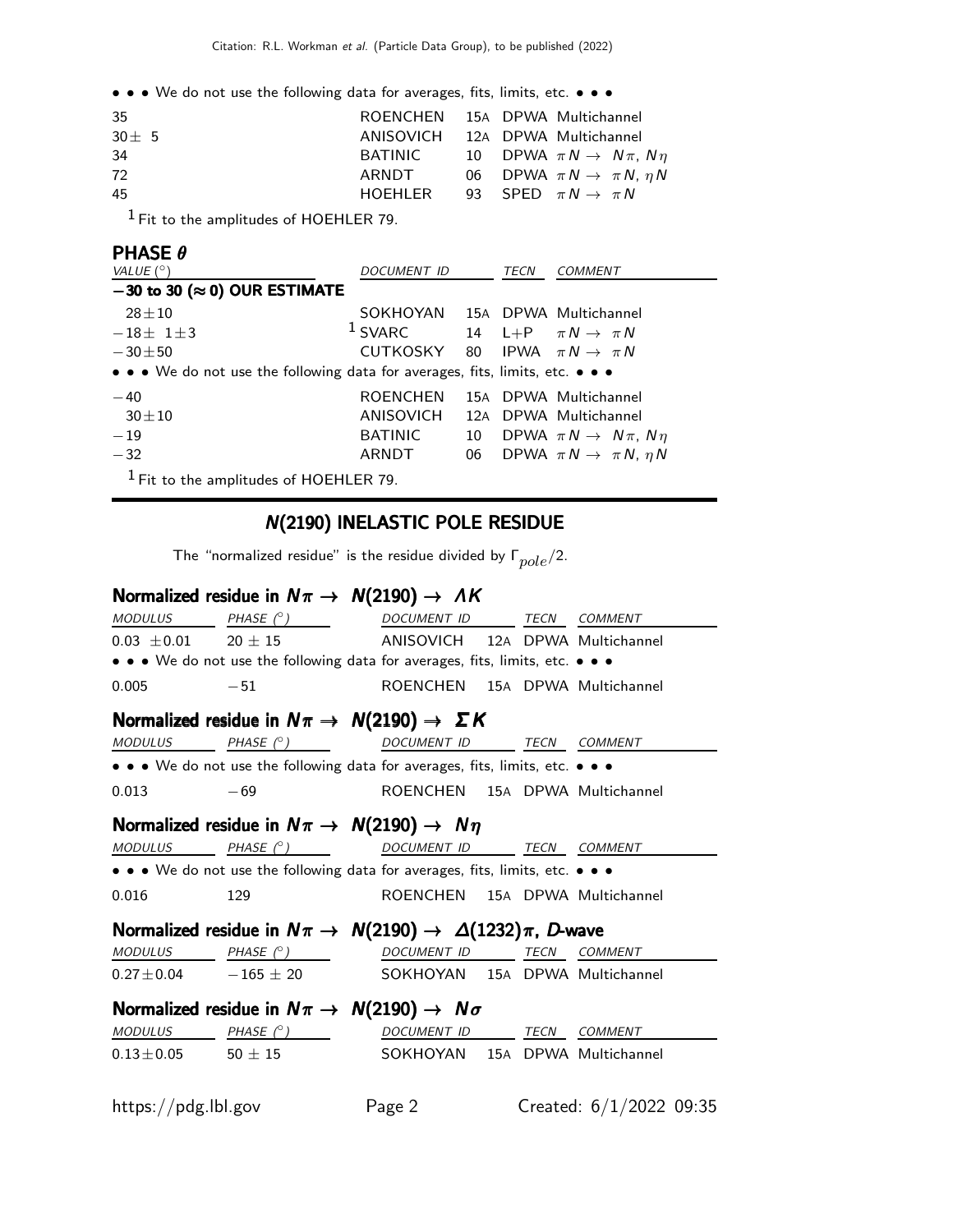• • • We do not use the following data for averages, fits, limits, etc. • • •

| | | | |
|---|---|---|---|
| 35 | ROENCHEN | 15A | DPWA Multichannel |
| $30\pm 5$ | ANISOVICH | 12A | DPWA Multichannel |
| 34 | BATINIC | 10 | DPWA $\pi N \to N\pi$, $N\eta$ |
| 72 | ARNDT | 06 | DPWA $\pi N \to \pi N$, $\eta N$ |
| 45 | HOEHLER | 93 | SPED $\pi N \to \pi N$ |

[1] Fit to the amplitudes of HOEHLER 79.

## PHASE $\theta$

| VALUE (°) | DOCUMENT ID | | TECN | COMMENT |
|---|---|---|---|---|
| **−30 to 30 (≈ 0) OUR ESTIMATE** | | | | |
| $28\pm 10$ | SOKHOYAN | 15A | DPWA | Multichannel |
| $-18\pm\ 1\pm 3$ | [1] SVARC | 14 | L+P | $\pi N \to \pi N$ |
| $-30\pm 50$ | CUTKOSKY | 80 | IPWA | $\pi N \to \pi N$ |
| • • • We do not use the following data for averages, fits, limits, etc. • • • | | | | |
| $-40$ | ROENCHEN | 15A | DPWA | Multichannel |
| $30\pm 10$ | ANISOVICH | 12A | DPWA | Multichannel |
| $-19$ | BATINIC | 10 | DPWA | $\pi N \to N\pi$, $N\eta$ |
| $-32$ | ARNDT | 06 | DPWA | $\pi N \to \pi N$, $\eta N$ |

[1] Fit to the amplitudes of HOEHLER 79.

## N(2190) INELASTIC POLE RESIDUE

The "normalized residue" is the residue divided by $\Gamma_{pole}/2$.

### Normalized residue in $N\pi \to N(2190) \to \Lambda K$

| MODULUS | PHASE (°) | DOCUMENT ID | | TECN | COMMENT |
|---|---|---|---|---|---|
| $0.03\ \pm 0.01$ | $20\pm 15$ | ANISOVICH | 12A | DPWA | Multichannel |
| • • • We do not use the following data for averages, fits, limits, etc. • • • | | | | | |
| 0.005 | $-51$ | ROENCHEN | 15A | DPWA | Multichannel |

### Normalized residue in $N\pi \to N(2190) \to \Sigma K$

| MODULUS | PHASE (°) | DOCUMENT ID | | TECN | COMMENT |
|---|---|---|---|---|---|
| • • • We do not use the following data for averages, fits, limits, etc. • • • | | | | | |
| 0.013 | $-69$ | ROENCHEN | 15A | DPWA | Multichannel |

### Normalized residue in $N\pi \to N(2190) \to N\eta$

| MODULUS | PHASE (°) | DOCUMENT ID | | TECN | COMMENT |
|---|---|---|---|---|---|
| • • • We do not use the following data for averages, fits, limits, etc. • • • | | | | | |
| 0.016 | 129 | ROENCHEN | 15A | DPWA | Multichannel |

### Normalized residue in $N\pi \to N(2190) \to \Delta(1232)\pi$, *D*-wave

| MODULUS | PHASE (°) | DOCUMENT ID | | TECN | COMMENT |
|---|---|---|---|---|---|
| $0.27\pm 0.04$ | $-165\pm 20$ | SOKHOYAN | 15A | DPWA | Multichannel |

### Normalized residue in $N\pi \to N(2190) \to N\sigma$

| MODULUS | PHASE (°) | DOCUMENT ID | | TECN | COMMENT |
|---|---|---|---|---|---|
| $0.13\pm 0.05$ | $50\pm 15$ | SOKHOYAN | 15A | DPWA | Multichannel |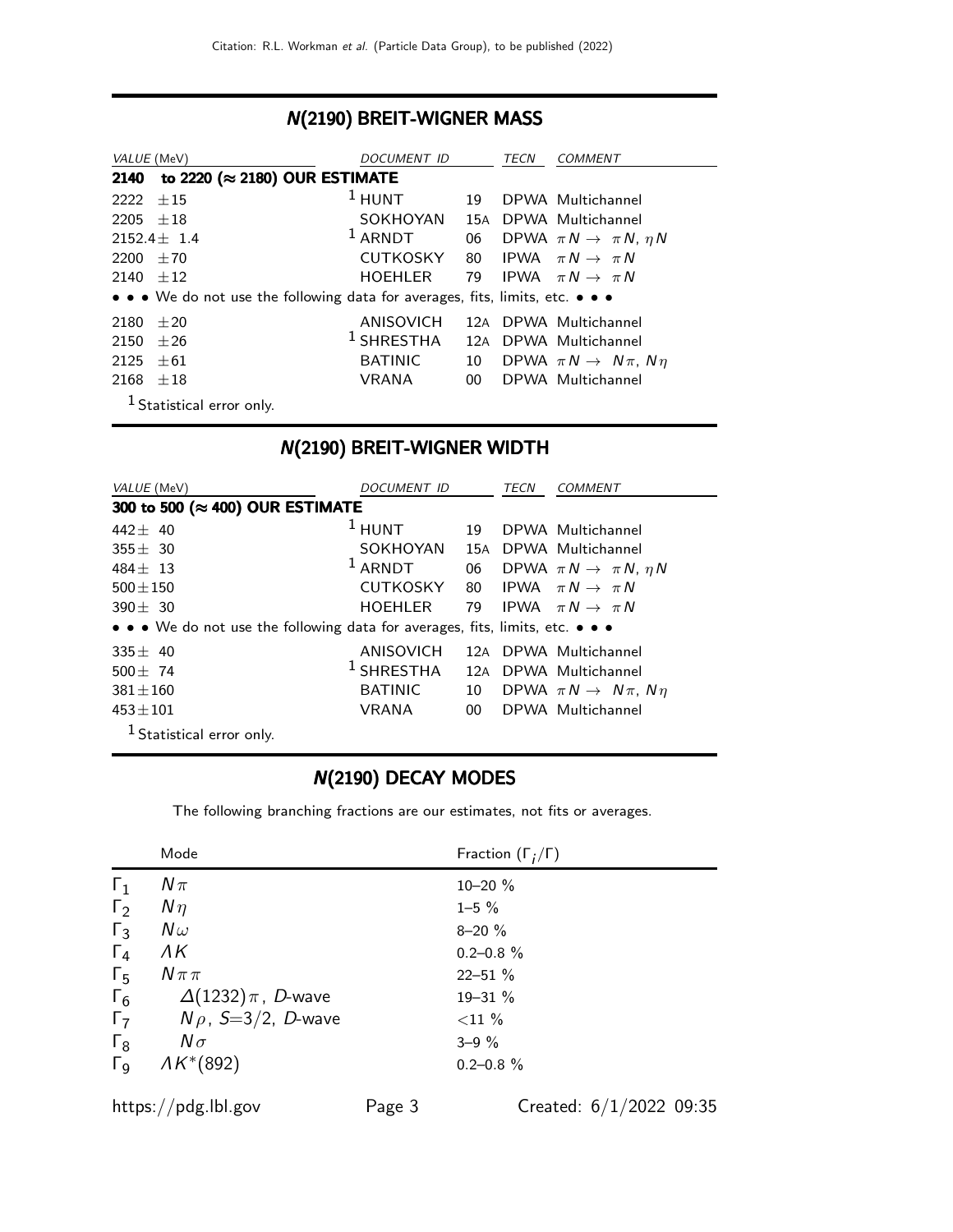## N(2190) BREIT-WIGNER MASS

| VALUE (MeV) | DOCUMENT ID | | TECN | COMMENT |
|---|---|---|---|---|
| **2140 to 2220 (≈ 2180) OUR ESTIMATE** | | | | |
| 2222 ±15 | [1] HUNT | 19 | DPWA | Multichannel |
| 2205 ±18 | SOKHOYAN | 15A | DPWA | Multichannel |
| 2152.4± 1.4 | [1] ARNDT | 06 | DPWA | $\pi N \to \pi N$, $\eta N$ |
| 2200 ±70 | CUTKOSKY | 80 | IPWA | $\pi N \to \pi N$ |
| 2140 ±12 | HOEHLER | 79 | IPWA | $\pi N \to \pi N$ |
| • • • We do not use the following data for averages, fits, limits, etc. • • • | | | | |
| 2180 ±20 | ANISOVICH | 12A | DPWA | Multichannel |
| 2150 ±26 | [1] SHRESTHA | 12A | DPWA | Multichannel |
| 2125 ±61 | BATINIC | 10 | DPWA | $\pi N \to N\pi$, $N\eta$ |
| 2168 ±18 | VRANA | 00 | DPWA | Multichannel |

[1] Statistical error only.

## N(2190) BREIT-WIGNER WIDTH

| VALUE (MeV) | DOCUMENT ID | | TECN | COMMENT |
|---|---|---|---|---|
| **300 to 500 (≈ 400) OUR ESTIMATE** | | | | |
| 442± 40 | [1] HUNT | 19 | DPWA | Multichannel |
| 355± 30 | SOKHOYAN | 15A | DPWA | Multichannel |
| 484± 13 | [1] ARNDT | 06 | DPWA | $\pi N \to \pi N$, $\eta N$ |
| 500±150 | CUTKOSKY | 80 | IPWA | $\pi N \to \pi N$ |
| 390± 30 | HOEHLER | 79 | IPWA | $\pi N \to \pi N$ |
| • • • We do not use the following data for averages, fits, limits, etc. • • • | | | | |
| 335± 40 | ANISOVICH | 12A | DPWA | Multichannel |
| 500± 74 | [1] SHRESTHA | 12A | DPWA | Multichannel |
| 381±160 | BATINIC | 10 | DPWA | $\pi N \to N\pi$, $N\eta$ |
| 453±101 | VRANA | 00 | DPWA | Multichannel |

[1] Statistical error only.

## N(2190) DECAY MODES

The following branching fractions are our estimates, not fits or averages.

| | Mode | Fraction ($\Gamma_i/\Gamma$) |
|---|---|---|
| $\Gamma_1$ | $N\pi$ | 10–20 % |
| $\Gamma_2$ | $N\eta$ | 1–5 % |
| $\Gamma_3$ | $N\omega$ | 8–20 % |
| $\Gamma_4$ | $\Lambda K$ | 0.2–0.8 % |
| $\Gamma_5$ | $N\pi\pi$ | 22–51 % |
| $\Gamma_6$ | $\Delta(1232)\pi$, $D$-wave | 19–31 % |
| $\Gamma_7$ | $N\rho$, $S$=3/2, $D$-wave | <11 % |
| $\Gamma_8$ | $N\sigma$ | 3–9 % |
| $\Gamma_9$ | $\Lambda K^*(892)$ | 0.2–0.8 % |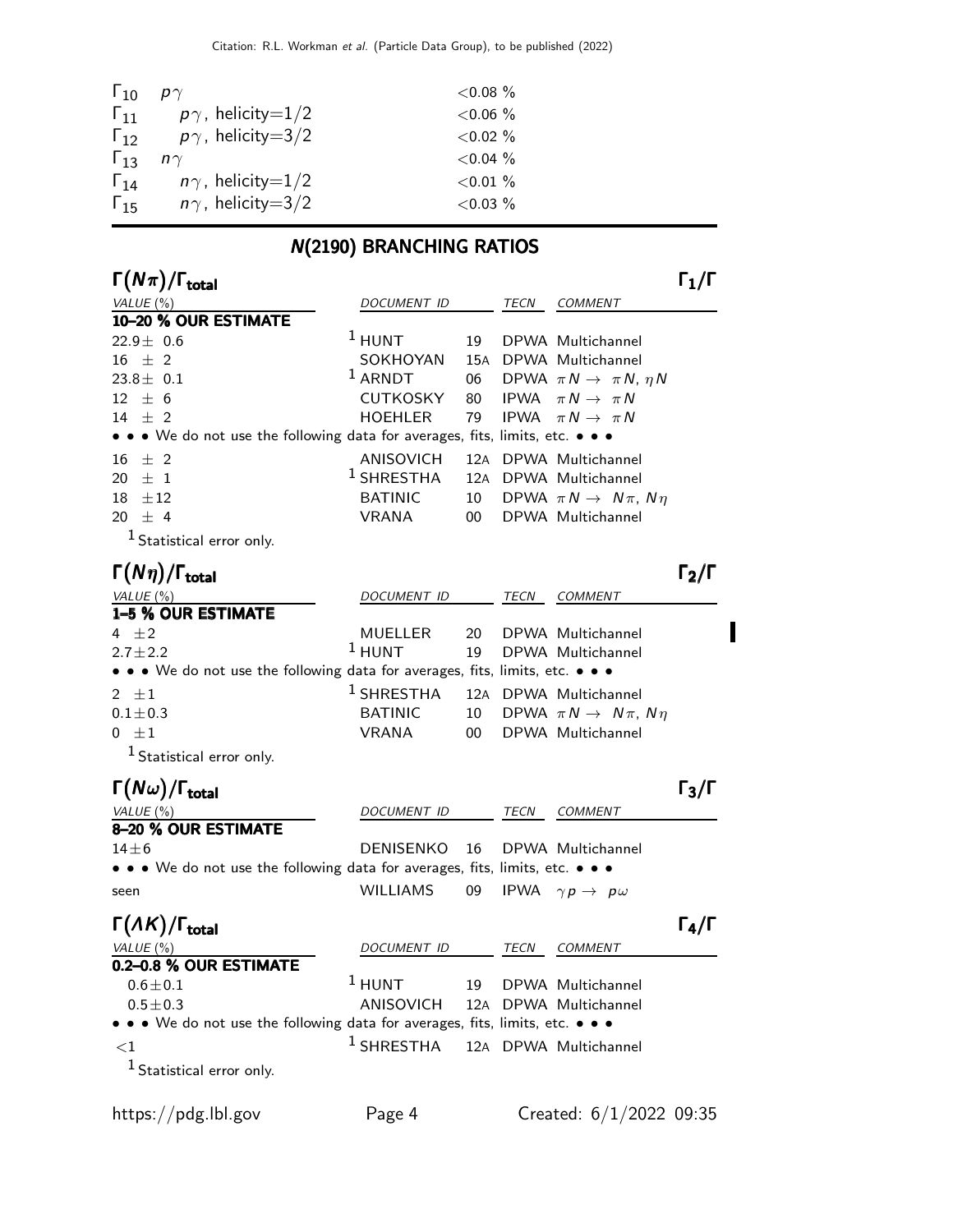| | | |
|---|---|---|
| $\Gamma_{10}$ | $p\gamma$ | <0.08 % |
| $\Gamma_{11}$ | $p\gamma$, helicity=1/2 | <0.06 % |
| $\Gamma_{12}$ | $p\gamma$, helicity=3/2 | <0.02 % |
| $\Gamma_{13}$ | $n\gamma$ | <0.04 % |
| $\Gamma_{14}$ | $n\gamma$, helicity=1/2 | <0.01 % |
| $\Gamma_{15}$ | $n\gamma$, helicity=3/2 | <0.03 % |

## N(2190) BRANCHING RATIOS

### $\Gamma(N\pi)/\Gamma_{total}$ — $\Gamma_1/\Gamma$

| VALUE (%) | DOCUMENT ID | | TECN | COMMENT |
|---|---|---|---|---|
| **10–20 % OUR ESTIMATE** | | | | |
| $22.9 \pm 0.6$ | [1] HUNT | 19 | DPWA | Multichannel |
| $16 \pm 2$ | SOKHOYAN | 15A | DPWA | Multichannel |
| $23.8 \pm 0.1$ | [1] ARNDT | 06 | DPWA | $\pi N \to \pi N, \eta N$ |
| $12 \pm 6$ | CUTKOSKY | 80 | IPWA | $\pi N \to \pi N$ |
| $14 \pm 2$ | HOEHLER | 79 | IPWA | $\pi N \to \pi N$ |
| • • • We do not use the following data for averages, fits, limits, etc. • • • | | | | |
| $16 \pm 2$ | ANISOVICH | 12A | DPWA | Multichannel |
| $20 \pm 1$ | [1] SHRESTHA | 12A | DPWA | Multichannel |
| $18 \pm 12$ | BATINIC | 10 | DPWA | $\pi N \to N\pi, N\eta$ |
| $20 \pm 4$ | VRANA | 00 | DPWA | Multichannel |

[1] Statistical error only.

### $\Gamma(N\eta)/\Gamma_{total}$ — $\Gamma_2/\Gamma$

| VALUE (%) | DOCUMENT ID | | TECN | COMMENT |
|---|---|---|---|---|
| **1–5 % OUR ESTIMATE** | | | | |
| $4 \pm 2$ | MUELLER | 20 | DPWA | Multichannel |
| $2.7 \pm 2.2$ | [1] HUNT | 19 | DPWA | Multichannel |
| • • • We do not use the following data for averages, fits, limits, etc. • • • | | | | |
| $2 \pm 1$ | [1] SHRESTHA | 12A | DPWA | Multichannel |
| $0.1 \pm 0.3$ | BATINIC | 10 | DPWA | $\pi N \to N\pi, N\eta$ |
| $0 \pm 1$ | VRANA | 00 | DPWA | Multichannel |

[1] Statistical error only.

### $\Gamma(N\omega)/\Gamma_{total}$ — $\Gamma_3/\Gamma$

| VALUE (%) | DOCUMENT ID | | TECN | COMMENT |
|---|---|---|---|---|
| **8–20 % OUR ESTIMATE** | | | | |
| $14 \pm 6$ | DENISENKO | 16 | DPWA | Multichannel |
| • • • We do not use the following data for averages, fits, limits, etc. • • • | | | | |
| seen | WILLIAMS | 09 | IPWA | $\gamma p \to p\omega$ |

### $\Gamma(\Lambda K)/\Gamma_{total}$ — $\Gamma_4/\Gamma$

| VALUE (%) | DOCUMENT ID | | TECN | COMMENT |
|---|---|---|---|---|
| **0.2–0.8 % OUR ESTIMATE** | | | | |
| $0.6 \pm 0.1$ | [1] HUNT | 19 | DPWA | Multichannel |
| $0.5 \pm 0.3$ | ANISOVICH | 12A | DPWA | Multichannel |
| • • • We do not use the following data for averages, fits, limits, etc. • • • | | | | |
| <1 | [1] SHRESTHA | 12A | DPWA | Multichannel |

[1] Statistical error only.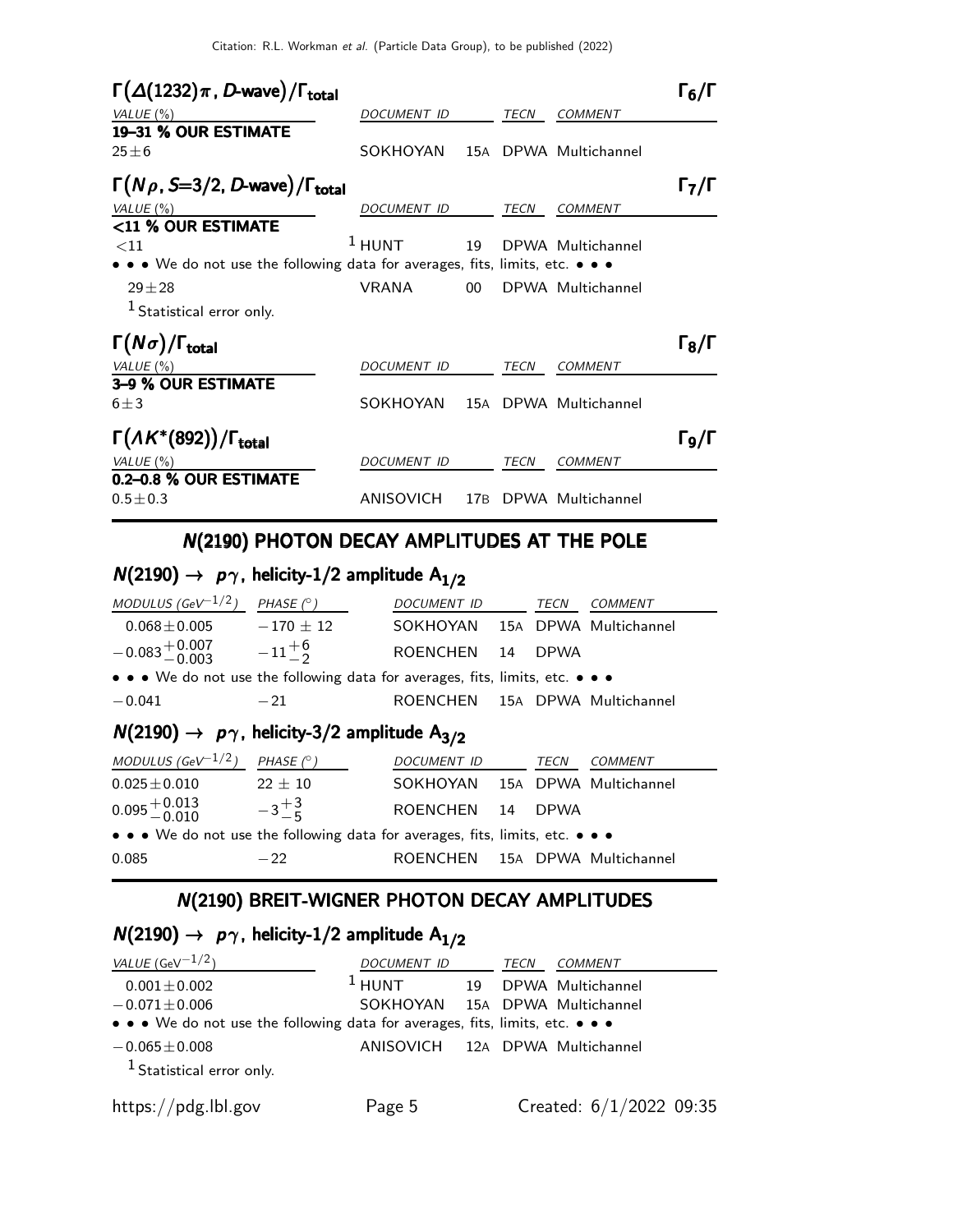### $\Gamma(\Delta(1232)\pi\text{, }D\text{-wave})/\Gamma_{\text{total}}$ — $\Gamma_6/\Gamma$

| VALUE (%) | DOCUMENT ID | | TECN | COMMENT |
|---|---|---|---|---|
| **19–31 % OUR ESTIMATE** | | | | |
| $25\pm6$ | SOKHOYAN | 15A | DPWA | Multichannel |

### $\Gamma(N\rho\text{, }S\text{=3/2, }D\text{-wave})/\Gamma_{\text{total}}$ — $\Gamma_7/\Gamma$

| VALUE (%) | DOCUMENT ID | | TECN | COMMENT |
|---|---|---|---|---|
| **<11 % OUR ESTIMATE** | | | | |
| $<11$ | [1] HUNT | 19 | DPWA | Multichannel |
| • • • We do not use the following data for averages, fits, limits, etc. • • • | | | | |
| $29\pm28$ | VRANA | 00 | DPWA | Multichannel |

[1] Statistical error only.

### $\Gamma(N\sigma)/\Gamma_{\text{total}}$ — $\Gamma_8/\Gamma$

| VALUE (%) | DOCUMENT ID | | TECN | COMMENT |
|---|---|---|---|---|
| **3–9 % OUR ESTIMATE** | | | | |
| $6\pm3$ | SOKHOYAN | 15A | DPWA | Multichannel |

### $\Gamma(\Lambda K^*(892))/\Gamma_{\text{total}}$ — $\Gamma_9/\Gamma$

| VALUE (%) | DOCUMENT ID | | TECN | COMMENT |
|---|---|---|---|---|
| **0.2–0.8 % OUR ESTIMATE** | | | | |
| $0.5\pm0.3$ | ANISOVICH | 17B | DPWA | Multichannel |

## *N*(2190) PHOTON DECAY AMPLITUDES AT THE POLE

### $N(2190) \rightarrow p\gamma$, helicity-1/2 amplitude $A_{1/2}$

| MODULUS (GeV$^{-1/2}$) | PHASE (°) | DOCUMENT ID | | TECN | COMMENT |
|---|---|---|---|---|---|
| $0.068\pm0.005$ | $-170\pm12$ | SOKHOYAN | 15A | DPWA | Multichannel |
| $-0.083^{+0.007}_{-0.003}$ | $-11^{+6}_{-2}$ | ROENCHEN | 14 | DPWA | |
| • • • We do not use the following data for averages, fits, limits, etc. • • • | | | | | |
| $-0.041$ | $-21$ | ROENCHEN | 15A | DPWA | Multichannel |

### $N(2190) \rightarrow p\gamma$, helicity-3/2 amplitude $A_{3/2}$

| MODULUS (GeV$^{-1/2}$) | PHASE (°) | DOCUMENT ID | | TECN | COMMENT |
|---|---|---|---|---|---|
| $0.025\pm0.010$ | $22\pm10$ | SOKHOYAN | 15A | DPWA | Multichannel |
| $0.095^{+0.013}_{-0.010}$ | $-3^{+3}_{-5}$ | ROENCHEN | 14 | DPWA | |
| • • • We do not use the following data for averages, fits, limits, etc. • • • | | | | | |
| $0.085$ | $-22$ | ROENCHEN | 15A | DPWA | Multichannel |

## *N*(2190) BREIT-WIGNER PHOTON DECAY AMPLITUDES

### $N(2190) \rightarrow p\gamma$, helicity-1/2 amplitude $A_{1/2}$

| VALUE (GeV$^{-1/2}$) | DOCUMENT ID | | TECN | COMMENT |
|---|---|---|---|---|
| $0.001\pm0.002$ | [1] HUNT | 19 | DPWA | Multichannel |
| $-0.071\pm0.006$ | SOKHOYAN | 15A | DPWA | Multichannel |
| • • • We do not use the following data for averages, fits, limits, etc. • • • | | | | |
| $-0.065\pm0.008$ | ANISOVICH | 12A | DPWA | Multichannel |

[1] Statistical error only.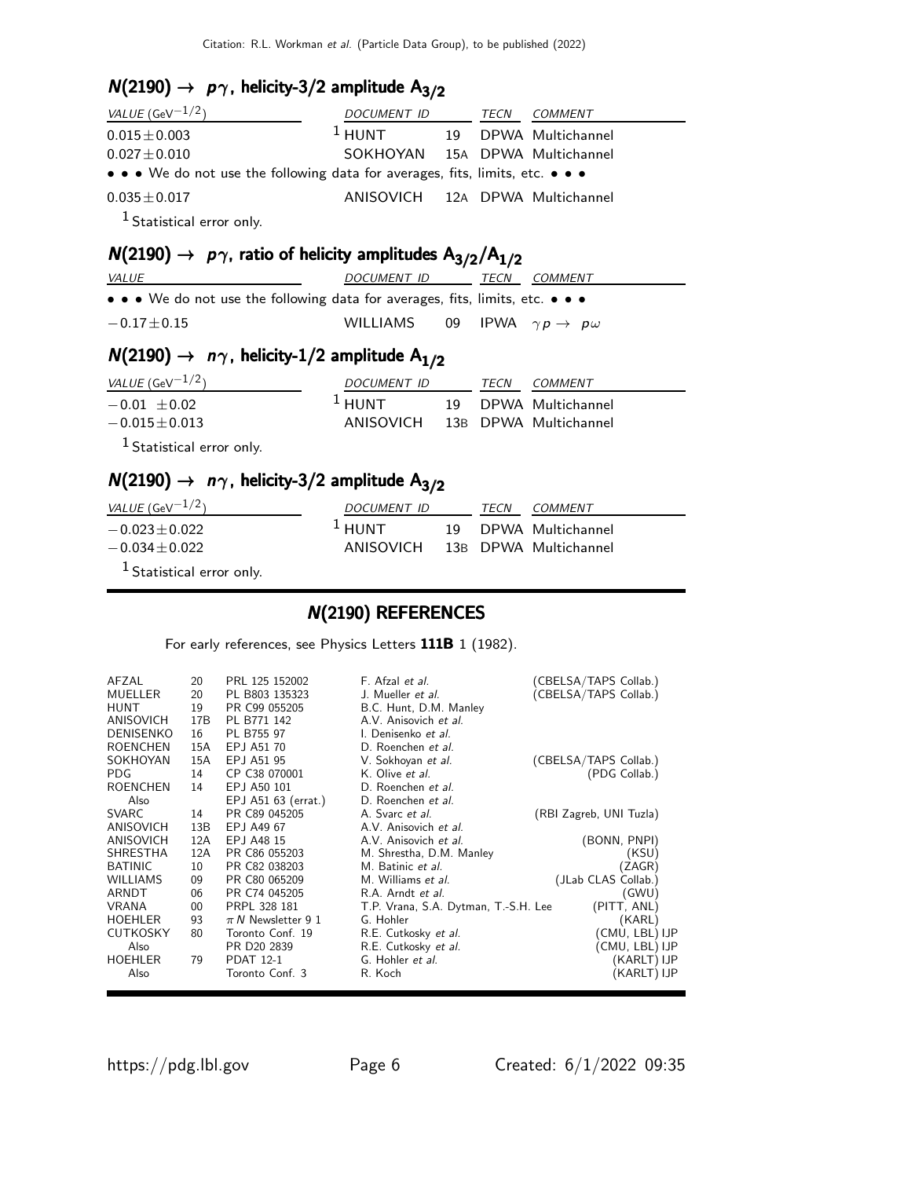## $N(2190) \rightarrow p\gamma$, helicity-3/2 amplitude $A_{3/2}$

| VALUE ($GeV^{-1/2}$) | DOCUMENT ID | | TECN | COMMENT |
|---|---|---|---|---|
| $0.015 \pm 0.003$ | [1] HUNT | 19 | DPWA | Multichannel |
| $0.027 \pm 0.010$ | SOKHOYAN | 15A | DPWA | Multichannel |
| • • • We do not use the following data for averages, fits, limits, etc. • • • | | | | |
| $0.035 \pm 0.017$ | ANISOVICH | 12A | DPWA | Multichannel |

[1] Statistical error only.

## $N(2190) \rightarrow p\gamma$, ratio of helicity amplitudes $A_{3/2}/A_{1/2}$

| VALUE | DOCUMENT ID | | TECN | COMMENT |
|---|---|---|---|---|
| • • • We do not use the following data for averages, fits, limits, etc. • • • | | | | |
| $-0.17 \pm 0.15$ | WILLIAMS | 09 | IPWA | $\gamma p \rightarrow p\omega$ |

## $N(2190) \rightarrow n\gamma$, helicity-1/2 amplitude $A_{1/2}$

| VALUE ($GeV^{-1/2}$) | DOCUMENT ID | | TECN | COMMENT |
|---|---|---|---|---|
| $-0.01 \pm 0.02$ | [1] HUNT | 19 | DPWA | Multichannel |
| $-0.015 \pm 0.013$ | ANISOVICH | 13B | DPWA | Multichannel |

[1] Statistical error only.

## $N(2190) \rightarrow n\gamma$, helicity-3/2 amplitude $A_{3/2}$

| VALUE ($GeV^{-1/2}$) | DOCUMENT ID | | TECN | COMMENT |
|---|---|---|---|---|
| $-0.023 \pm 0.022$ | [1] HUNT | 19 | DPWA | Multichannel |
| $-0.034 \pm 0.022$ | ANISOVICH | 13B | DPWA | Multichannel |

[1] Statistical error only.

# N(2190) REFERENCES

For early references, see Physics Letters **111B** 1 (1982).

| | | | | |
|---|---|---|---|---|
| AFZAL | 20 | PRL 125 152002 | F. Afzal *et al.* | (CBELSA/TAPS Collab.) |
| MUELLER | 20 | PL B803 135323 | J. Mueller *et al.* | (CBELSA/TAPS Collab.) |
| HUNT | 19 | PR C99 055205 | B.C. Hunt, D.M. Manley | |
| ANISOVICH | 17B | PL B771 142 | A.V. Anisovich *et al.* | |
| DENISENKO | 16 | PL B755 97 | I. Denisenko *et al.* | |
| ROENCHEN | 15A | EPJ A51 70 | D. Roenchen *et al.* | |
| SOKHOYAN | 15A | EPJ A51 95 | V. Sokhoyan *et al.* | (CBELSA/TAPS Collab.) |
| PDG | 14 | CP C38 070001 | K. Olive *et al.* | (PDG Collab.) |
| ROENCHEN | 14 | EPJ A50 101 | D. Roenchen *et al.* | |
| Also | | EPJ A51 63 (errat.) | D. Roenchen *et al.* | |
| SVARC | 14 | PR C89 045205 | A. Svarc *et al.* | (RBI Zagreb, UNI Tuzla) |
| ANISOVICH | 13B | EPJ A49 67 | A.V. Anisovich *et al.* | |
| ANISOVICH | 12A | EPJ A48 15 | A.V. Anisovich *et al.* | (BONN, PNPI) |
| SHRESTHA | 12A | PR C86 055203 | M. Shrestha, D.M. Manley | (KSU) |
| BATINIC | 10 | PR C82 038203 | M. Batinic *et al.* | (ZAGR) |
| WILLIAMS | 09 | PR C80 065209 | M. Williams *et al.* | (JLab CLAS Collab.) |
| ARNDT | 06 | PR C74 045205 | R.A. Arndt *et al.* | (GWU) |
| VRANA | 00 | PRPL 328 181 | T.P. Vrana, S.A. Dytman, T.-S.H. Lee | (PITT, ANL) |
| HOEHLER | 93 | $\pi N$ Newsletter 9 1 | G. Hohler | (KARL) |
| CUTKOSKY | 80 | Toronto Conf. 19 | R.E. Cutkosky *et al.* | (CMU, LBL) IJP |
| Also | | PR D20 2839 | R.E. Cutkosky *et al.* | (CMU, LBL) IJP |
| HOEHLER | 79 | PDAT 12-1 | G. Hohler *et al.* | (KARLT) IJP |
| Also | | Toronto Conf. 3 | R. Koch | (KARLT) IJP |